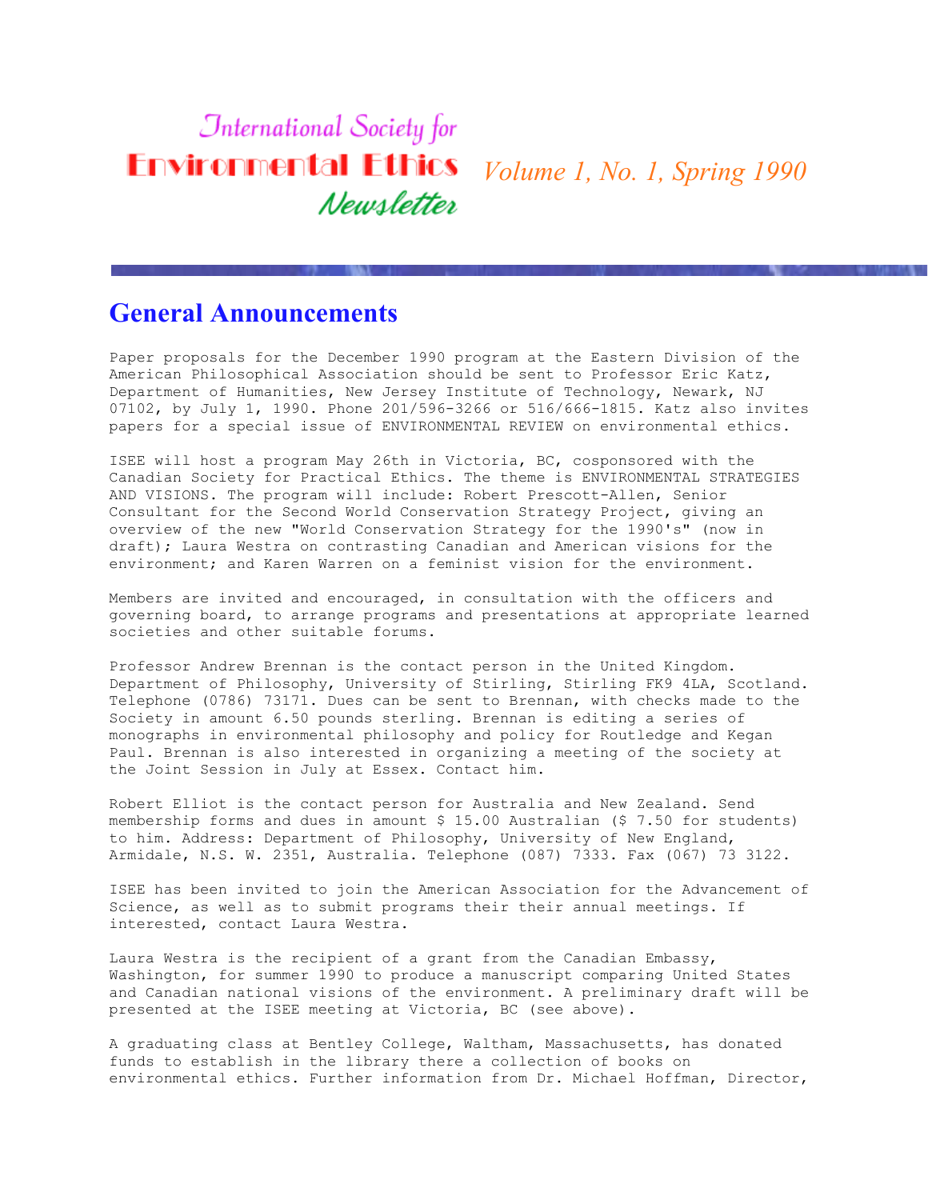# International Society for Environmental Ethics Newsletter

*Volume 1, No. 1, Spring 1990*

## General Announcements

Paper proposals for the December 1990 program at the Eastern Division of the American Philosophical Association should be sent to Professor Eric Katz, Department of Humanities, New Jersey Institute of Technology, Newark, NJ 07102, by July 1, 1990. Phone 201/596-3266 or 516/666-1815. Katz also invites papers for a special issue of ENVIRONMENTAL REVIEW on environmental ethics.

ISEE will host a program May 26th in Victoria, BC, cosponsored with the Canadian Society for Practical Ethics. The theme is ENVIRONMENTAL STRATEGIES AND VISIONS. The program will include: Robert Prescott-Allen, Senior Consultant for the Second World Conservation Strategy Project, giving an overview of the new "World Conservation Strategy for the 1990's" (now in draft); Laura Westra on contrasting Canadian and American visions for the environment; and Karen Warren on a feminist vision for the environment.

Members are invited and encouraged, in consultation with the officers and governing board, to arrange programs and presentations at appropriate learned societies and other suitable forums.

Professor Andrew Brennan is the contact person in the United Kingdom. Department of Philosophy, University of Stirling, Stirling FK9 4LA, Scotland. Telephone (0786) 73171. Dues can be sent to Brennan, with checks made to the Society in amount 6.50 pounds sterling. Brennan is editing a series of monographs in environmental philosophy and policy for Routledge and Kegan Paul. Brennan is also interested in organizing a meeting of the society at the Joint Session in July at Essex. Contact him.

Robert Elliot is the contact person for Australia and New Zealand. Send membership forms and dues in amount $ 15.00 Australian ($ 7.50 for students) to him. Address: Department of Philosophy, University of New England, Armidale, N.S. W. 2351, Australia. Telephone (087) 7333. Fax (067) 73 3122.

ISEE has been invited to join the American Association for the Advancement of Science, as well as to submit programs their their annual meetings. If interested, contact Laura Westra.

Laura Westra is the recipient of a grant from the Canadian Embassy, Washington, for summer 1990 to produce a manuscript comparing United States and Canadian national visions of the environment. A preliminary draft will be presented at the ISEE meeting at Victoria, BC (see above).

A graduating class at Bentley College, Waltham, Massachusetts, has donated funds to establish in the library there a collection of books on environmental ethics. Further information from Dr. Michael Hoffman, Director,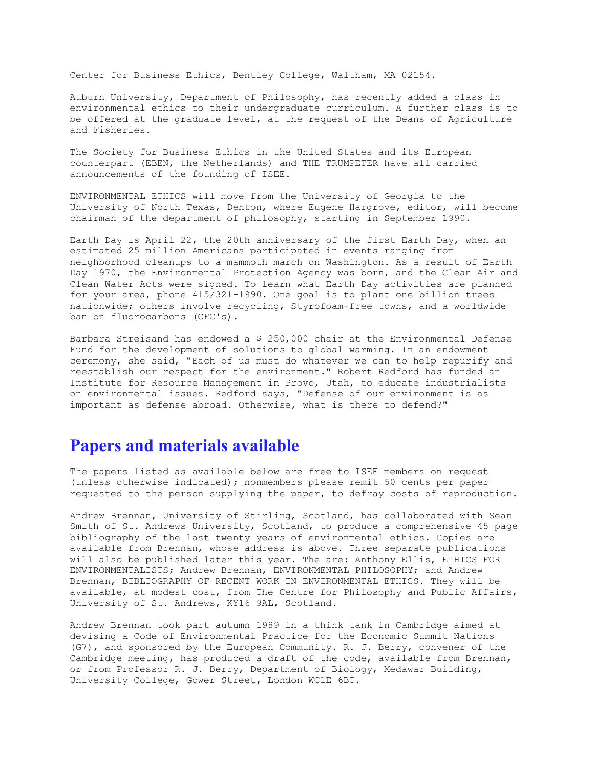Center for Business Ethics, Bentley College, Waltham, MA 02154.

Auburn University, Department of Philosophy, has recently added a class in environmental ethics to their undergraduate curriculum. A further class is to be offered at the graduate level, at the request of the Deans of Agriculture and Fisheries.

The Society for Business Ethics in the United States and its European counterpart (EBEN, the Netherlands) and THE TRUMPETER have all carried announcements of the founding of ISEE.

ENVIRONMENTAL ETHICS will move from the University of Georgia to the University of North Texas, Denton, where Eugene Hargrove, editor, will become chairman of the department of philosophy, starting in September 1990.

Earth Day is April 22, the 20th anniversary of the first Earth Day, when an estimated 25 million Americans participated in events ranging from neighborhood cleanups to a mammoth march on Washington. As a result of Earth Day 1970, the Environmental Protection Agency was born, and the Clean Air and Clean Water Acts were signed. To learn what Earth Day activities are planned for your area, phone 415/321-1990. One goal is to plant one billion trees nationwide; others involve recycling, Styrofoam-free towns, and a worldwide ban on fluorocarbons (CFC's).

Barbara Streisand has endowed a $ 250,000 chair at the Environmental Defense Fund for the development of solutions to global warming. In an endowment ceremony, she said, "Each of us must do whatever we can to help repurify and reestablish our respect for the environment." Robert Redford has funded an Institute for Resource Management in Provo, Utah, to educate industrialists on environmental issues. Redford says, "Defense of our environment is as important as defense abroad. Otherwise, what is there to defend?"

## Papers and materials available

The papers listed as available below are free to ISEE members on request (unless otherwise indicated); nonmembers please remit 50 cents per paper requested to the person supplying the paper, to defray costs of reproduction.

Andrew Brennan, University of Stirling, Scotland, has collaborated with Sean Smith of St. Andrews University, Scotland, to produce a comprehensive 45 page bibliography of the last twenty years of environmental ethics. Copies are available from Brennan, whose address is above. Three separate publications will also be published later this year. The are: Anthony Ellis, ETHICS FOR ENVIRONMENTALISTS; Andrew Brennan, ENVIRONMENTAL PHILOSOPHY; and Andrew Brennan, BIBLIOGRAPHY OF RECENT WORK IN ENVIRONMENTAL ETHICS. They will be available, at modest cost, from The Centre for Philosophy and Public Affairs, University of St. Andrews, KY16 9AL, Scotland.

Andrew Brennan took part autumn 1989 in a think tank in Cambridge aimed at devising a Code of Environmental Practice for the Economic Summit Nations (G7), and sponsored by the European Community. R. J. Berry, convener of the Cambridge meeting, has produced a draft of the code, available from Brennan, or from Professor R. J. Berry, Department of Biology, Medawar Building, University College, Gower Street, London WC1E 6BT.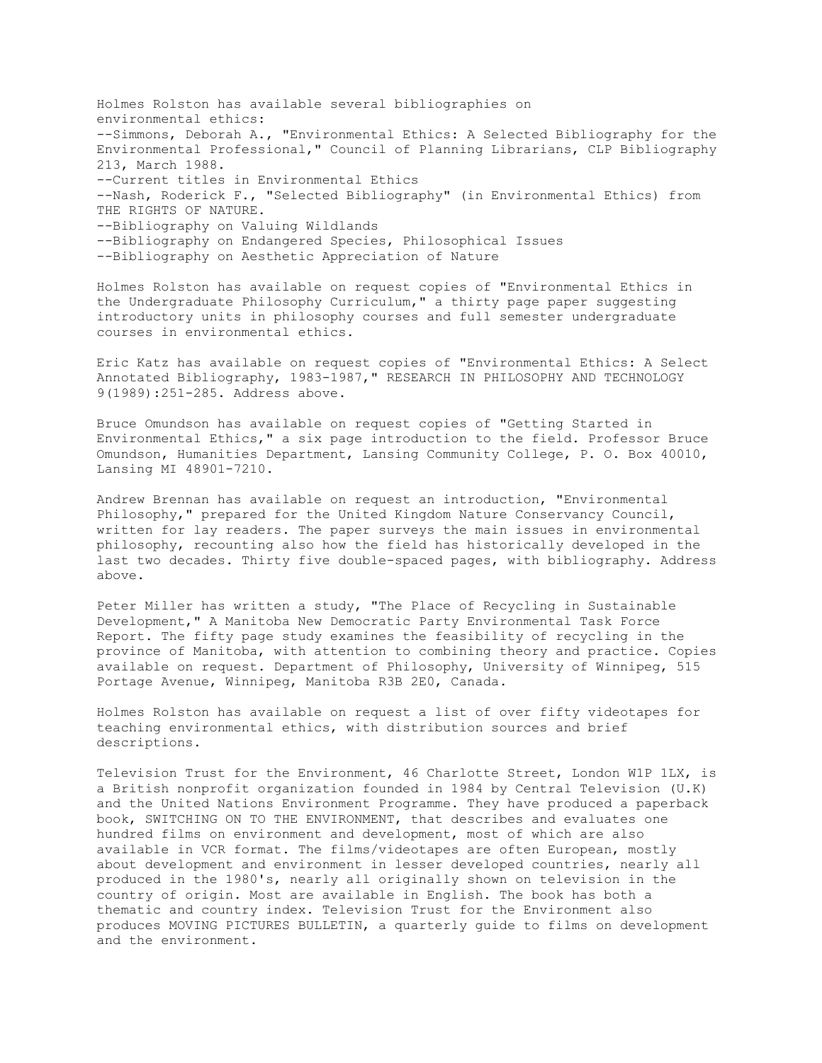Holmes Rolston has available several bibliographies on environmental ethics:

- --Simmons, Deborah A., "Environmental Ethics: A Selected Bibliography for the Environmental Professional," Council of Planning Librarians, CLP Bibliography 213, March 1988.
- --Current titles in Environmental Ethics
- --Nash, Roderick F., "Selected Bibliography" (in Environmental Ethics) from THE RIGHTS OF NATURE.
- --Bibliography on Valuing Wildlands
- --Bibliography on Endangered Species, Philosophical Issues
- --Bibliography on Aesthetic Appreciation of Nature

Holmes Rolston has available on request copies of "Environmental Ethics in the Undergraduate Philosophy Curriculum," a thirty page paper suggesting introductory units in philosophy courses and full semester undergraduate courses in environmental ethics.

Eric Katz has available on request copies of "Environmental Ethics: A Select Annotated Bibliography, 1983-1987," RESEARCH IN PHILOSOPHY AND TECHNOLOGY 9(1989):251-285. Address above.

Bruce Omundson has available on request copies of "Getting Started in Environmental Ethics," a six page introduction to the field. Professor Bruce Omundson, Humanities Department, Lansing Community College, P. O. Box 40010, Lansing MI 48901-7210.

Andrew Brennan has available on request an introduction, "Environmental Philosophy," prepared for the United Kingdom Nature Conservancy Council, written for lay readers. The paper surveys the main issues in environmental philosophy, recounting also how the field has historically developed in the last two decades. Thirty five double-spaced pages, with bibliography. Address above.

Peter Miller has written a study, "The Place of Recycling in Sustainable Development," A Manitoba New Democratic Party Environmental Task Force Report. The fifty page study examines the feasibility of recycling in the province of Manitoba, with attention to combining theory and practice. Copies available on request. Department of Philosophy, University of Winnipeg, 515 Portage Avenue, Winnipeg, Manitoba R3B 2E0, Canada.

Holmes Rolston has available on request a list of over fifty videotapes for teaching environmental ethics, with distribution sources and brief descriptions.

Television Trust for the Environment, 46 Charlotte Street, London W1P 1LX, is a British nonprofit organization founded in 1984 by Central Television (U.K) and the United Nations Environment Programme. They have produced a paperback book, SWITCHING ON TO THE ENVIRONMENT, that describes and evaluates one hundred films on environment and development, most of which are also available in VCR format. The films/videotapes are often European, mostly about development and environment in lesser developed countries, nearly all produced in the 1980's, nearly all originally shown on television in the country of origin. Most are available in English. The book has both a thematic and country index. Television Trust for the Environment also produces MOVING PICTURES BULLETIN, a quarterly guide to films on development and the environment.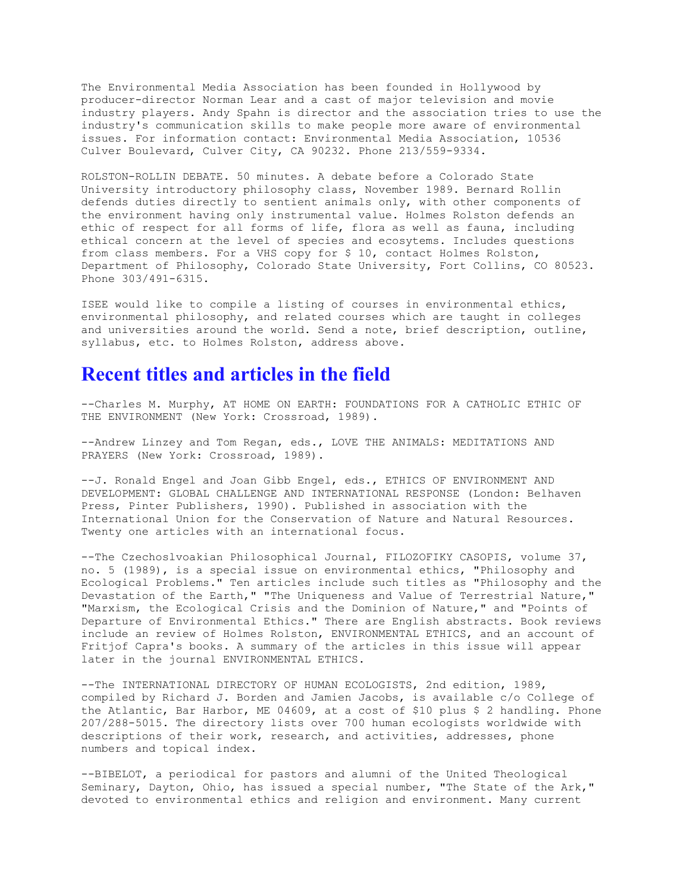The Environmental Media Association has been founded in Hollywood by producer-director Norman Lear and a cast of major television and movie industry players. Andy Spahn is director and the association tries to use the industry's communication skills to make people more aware of environmental issues. For information contact: Environmental Media Association, 10536 Culver Boulevard, Culver City, CA 90232. Phone 213/559-9334.

ROLSTON-ROLLIN DEBATE. 50 minutes. A debate before a Colorado State University introductory philosophy class, November 1989. Bernard Rollin defends duties directly to sentient animals only, with other components of the environment having only instrumental value. Holmes Rolston defends an ethic of respect for all forms of life, flora as well as fauna, including ethical concern at the level of species and ecosytems. Includes questions from class members. For a VHS copy for $ 10, contact Holmes Rolston, Department of Philosophy, Colorado State University, Fort Collins, CO 80523. Phone 303/491-6315.

ISEE would like to compile a listing of courses in environmental ethics, environmental philosophy, and related courses which are taught in colleges and universities around the world. Send a note, brief description, outline, syllabus, etc. to Holmes Rolston, address above.

## Recent titles and articles in the field

--Charles M. Murphy, AT HOME ON EARTH: FOUNDATIONS FOR A CATHOLIC ETHIC OF THE ENVIRONMENT (New York: Crossroad, 1989).

--Andrew Linzey and Tom Regan, eds., LOVE THE ANIMALS: MEDITATIONS AND PRAYERS (New York: Crossroad, 1989).

--J. Ronald Engel and Joan Gibb Engel, eds., ETHICS OF ENVIRONMENT AND DEVELOPMENT: GLOBAL CHALLENGE AND INTERNATIONAL RESPONSE (London: Belhaven Press, Pinter Publishers, 1990). Published in association with the International Union for the Conservation of Nature and Natural Resources. Twenty one articles with an international focus.

--The Czechoslvoakian Philosophical Journal, FILOZOFIKY CASOPIS, volume 37, no. 5 (1989), is a special issue on environmental ethics, "Philosophy and Ecological Problems." Ten articles include such titles as "Philosophy and the Devastation of the Earth," "The Uniqueness and Value of Terrestrial Nature," "Marxism, the Ecological Crisis and the Dominion of Nature," and "Points of Departure of Environmental Ethics." There are English abstracts. Book reviews include an review of Holmes Rolston, ENVIRONMENTAL ETHICS, and an account of Fritjof Capra's books. A summary of the articles in this issue will appear later in the journal ENVIRONMENTAL ETHICS.

--The INTERNATIONAL DIRECTORY OF HUMAN ECOLOGISTS, 2nd edition, 1989, compiled by Richard J. Borden and Jamien Jacobs, is available c/o College of the Atlantic, Bar Harbor, ME 04609, at a cost of $10 plus $ 2 handling. Phone 207/288-5015. The directory lists over 700 human ecologists worldwide with descriptions of their work, research, and activities, addresses, phone numbers and topical index.

--BIBELOT, a periodical for pastors and alumni of the United Theological Seminary, Dayton, Ohio, has issued a special number, "The State of the Ark," devoted to environmental ethics and religion and environment. Many current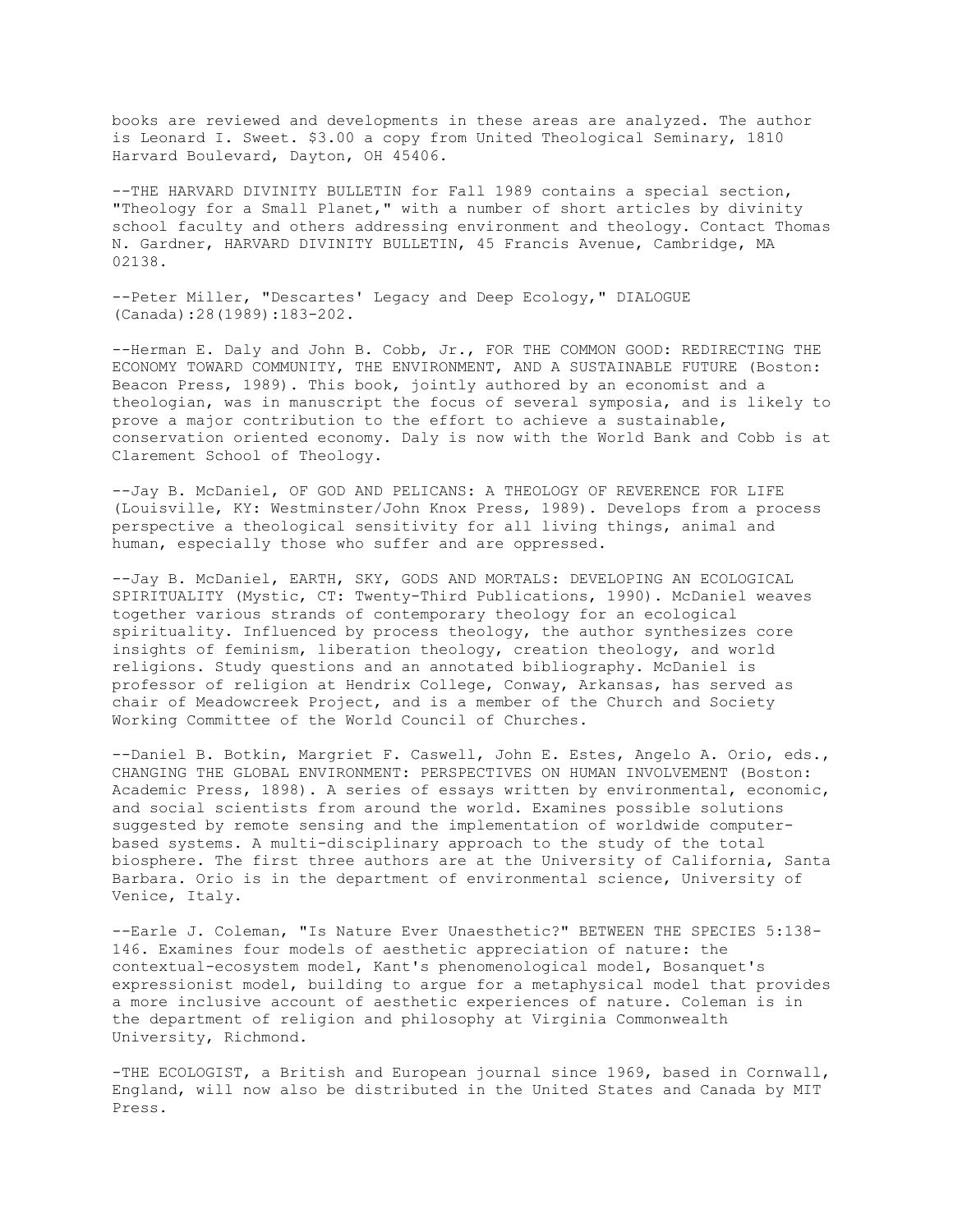books are reviewed and developments in these areas are analyzed. The author is Leonard I. Sweet. $3.00 a copy from United Theological Seminary, 1810 Harvard Boulevard, Dayton, OH 45406.

--THE HARVARD DIVINITY BULLETIN for Fall 1989 contains a special section, "Theology for a Small Planet," with a number of short articles by divinity school faculty and others addressing environment and theology. Contact Thomas N. Gardner, HARVARD DIVINITY BULLETIN, 45 Francis Avenue, Cambridge, MA 02138.

--Peter Miller, "Descartes' Legacy and Deep Ecology," DIALOGUE (Canada):28(1989):183-202.

--Herman E. Daly and John B. Cobb, Jr., FOR THE COMMON GOOD: REDIRECTING THE ECONOMY TOWARD COMMUNITY, THE ENVIRONMENT, AND A SUSTAINABLE FUTURE (Boston: Beacon Press, 1989). This book, jointly authored by an economist and a theologian, was in manuscript the focus of several symposia, and is likely to prove a major contribution to the effort to achieve a sustainable, conservation oriented economy. Daly is now with the World Bank and Cobb is at Clarement School of Theology.

--Jay B. McDaniel, OF GOD AND PELICANS: A THEOLOGY OF REVERENCE FOR LIFE (Louisville, KY: Westminster/John Knox Press, 1989). Develops from a process perspective a theological sensitivity for all living things, animal and human, especially those who suffer and are oppressed.

--Jay B. McDaniel, EARTH, SKY, GODS AND MORTALS: DEVELOPING AN ECOLOGICAL SPIRITUALITY (Mystic, CT: Twenty-Third Publications, 1990). McDaniel weaves together various strands of contemporary theology for an ecological spirituality. Influenced by process theology, the author synthesizes core insights of feminism, liberation theology, creation theology, and world religions. Study questions and an annotated bibliography. McDaniel is professor of religion at Hendrix College, Conway, Arkansas, has served as chair of Meadowcreek Project, and is a member of the Church and Society Working Committee of the World Council of Churches.

--Daniel B. Botkin, Margriet F. Caswell, John E. Estes, Angelo A. Orio, eds., CHANGING THE GLOBAL ENVIRONMENT: PERSPECTIVES ON HUMAN INVOLVEMENT (Boston: Academic Press, 1898). A series of essays written by environmental, economic, and social scientists from around the world. Examines possible solutions suggested by remote sensing and the implementation of worldwide computer-based systems. A multi-disciplinary approach to the study of the total biosphere. The first three authors are at the University of California, Santa Barbara. Orio is in the department of environmental science, University of Venice, Italy.

--Earle J. Coleman, "Is Nature Ever Unaesthetic?" BETWEEN THE SPECIES 5:138-146. Examines four models of aesthetic appreciation of nature: the contextual-ecosystem model, Kant's phenomenological model, Bosanquet's expressionist model, building to argue for a metaphysical model that provides a more inclusive account of aesthetic experiences of nature. Coleman is in the department of religion and philosophy at Virginia Commonwealth University, Richmond.

-THE ECOLOGIST, a British and European journal since 1969, based in Cornwall, England, will now also be distributed in the United States and Canada by MIT Press.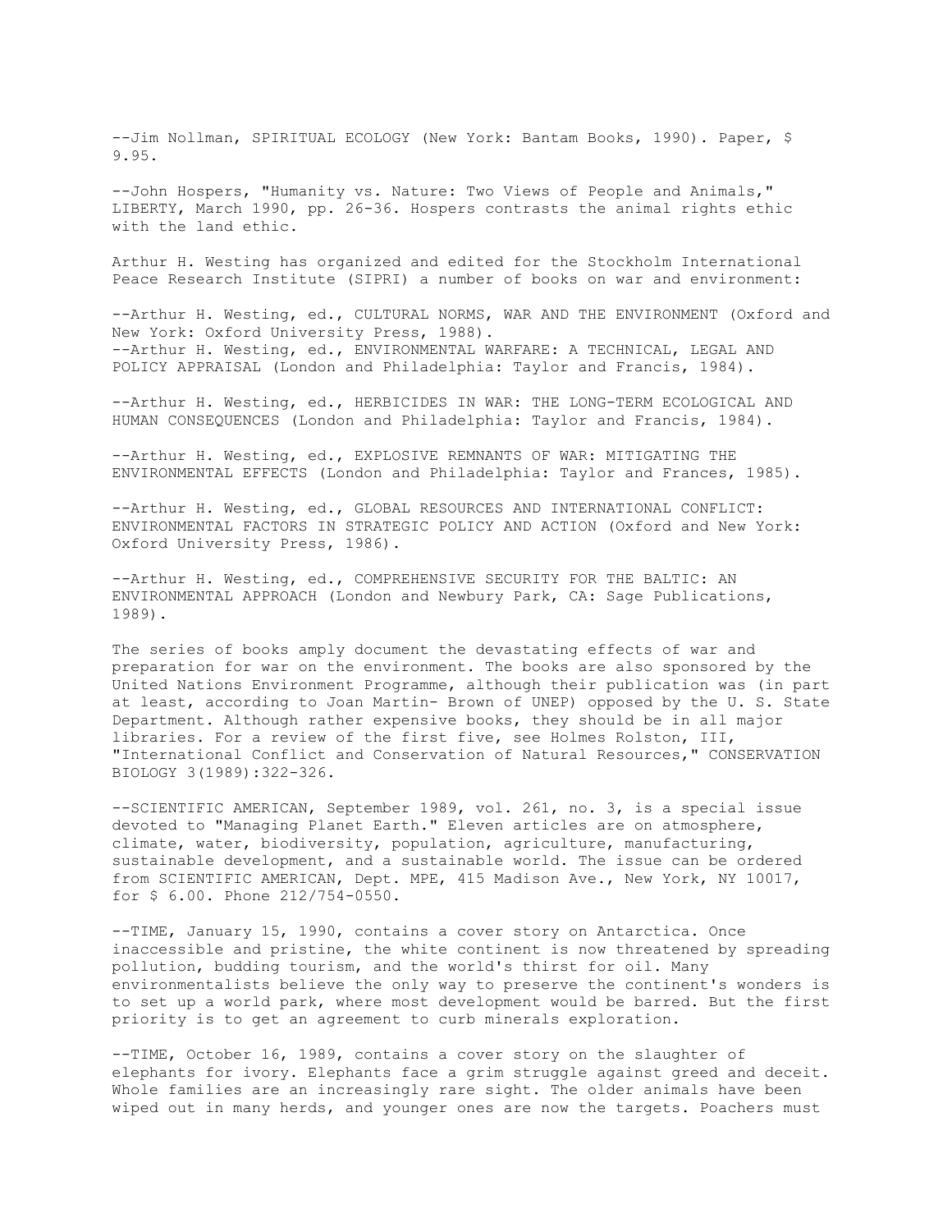--Jim Nollman, SPIRITUAL ECOLOGY (New York: Bantam Books, 1990). Paper, $ 9.95.

--John Hospers, "Humanity vs. Nature: Two Views of People and Animals," LIBERTY, March 1990, pp. 26-36. Hospers contrasts the animal rights ethic with the land ethic.

Arthur H. Westing has organized and edited for the Stockholm International Peace Research Institute (SIPRI) a number of books on war and environment:

--Arthur H. Westing, ed., CULTURAL NORMS, WAR AND THE ENVIRONMENT (Oxford and New York: Oxford University Press, 1988).
--Arthur H. Westing, ed., ENVIRONMENTAL WARFARE: A TECHNICAL, LEGAL AND POLICY APPRAISAL (London and Philadelphia: Taylor and Francis, 1984).

--Arthur H. Westing, ed., HERBICIDES IN WAR: THE LONG-TERM ECOLOGICAL AND HUMAN CONSEQUENCES (London and Philadelphia: Taylor and Francis, 1984).

--Arthur H. Westing, ed., EXPLOSIVE REMNANTS OF WAR: MITIGATING THE ENVIRONMENTAL EFFECTS (London and Philadelphia: Taylor and Frances, 1985).

--Arthur H. Westing, ed., GLOBAL RESOURCES AND INTERNATIONAL CONFLICT: ENVIRONMENTAL FACTORS IN STRATEGIC POLICY AND ACTION (Oxford and New York: Oxford University Press, 1986).

--Arthur H. Westing, ed., COMPREHENSIVE SECURITY FOR THE BALTIC: AN ENVIRONMENTAL APPROACH (London and Newbury Park, CA: Sage Publications, 1989).

The series of books amply document the devastating effects of war and preparation for war on the environment. The books are also sponsored by the United Nations Environment Programme, although their publication was (in part at least, according to Joan Martin- Brown of UNEP) opposed by the U. S. State Department. Although rather expensive books, they should be in all major libraries. For a review of the first five, see Holmes Rolston, III, "International Conflict and Conservation of Natural Resources," CONSERVATION BIOLOGY 3(1989):322-326.

--SCIENTIFIC AMERICAN, September 1989, vol. 261, no. 3, is a special issue devoted to "Managing Planet Earth." Eleven articles are on atmosphere, climate, water, biodiversity, population, agriculture, manufacturing, sustainable development, and a sustainable world. The issue can be ordered from SCIENTIFIC AMERICAN, Dept. MPE, 415 Madison Ave., New York, NY 10017, for $ 6.00. Phone 212/754-0550.

--TIME, January 15, 1990, contains a cover story on Antarctica. Once inaccessible and pristine, the white continent is now threatened by spreading pollution, budding tourism, and the world's thirst for oil. Many environmentalists believe the only way to preserve the continent's wonders is to set up a world park, where most development would be barred. But the first priority is to get an agreement to curb minerals exploration.

--TIME, October 16, 1989, contains a cover story on the slaughter of elephants for ivory. Elephants face a grim struggle against greed and deceit. Whole families are an increasingly rare sight. The older animals have been wiped out in many herds, and younger ones are now the targets. Poachers must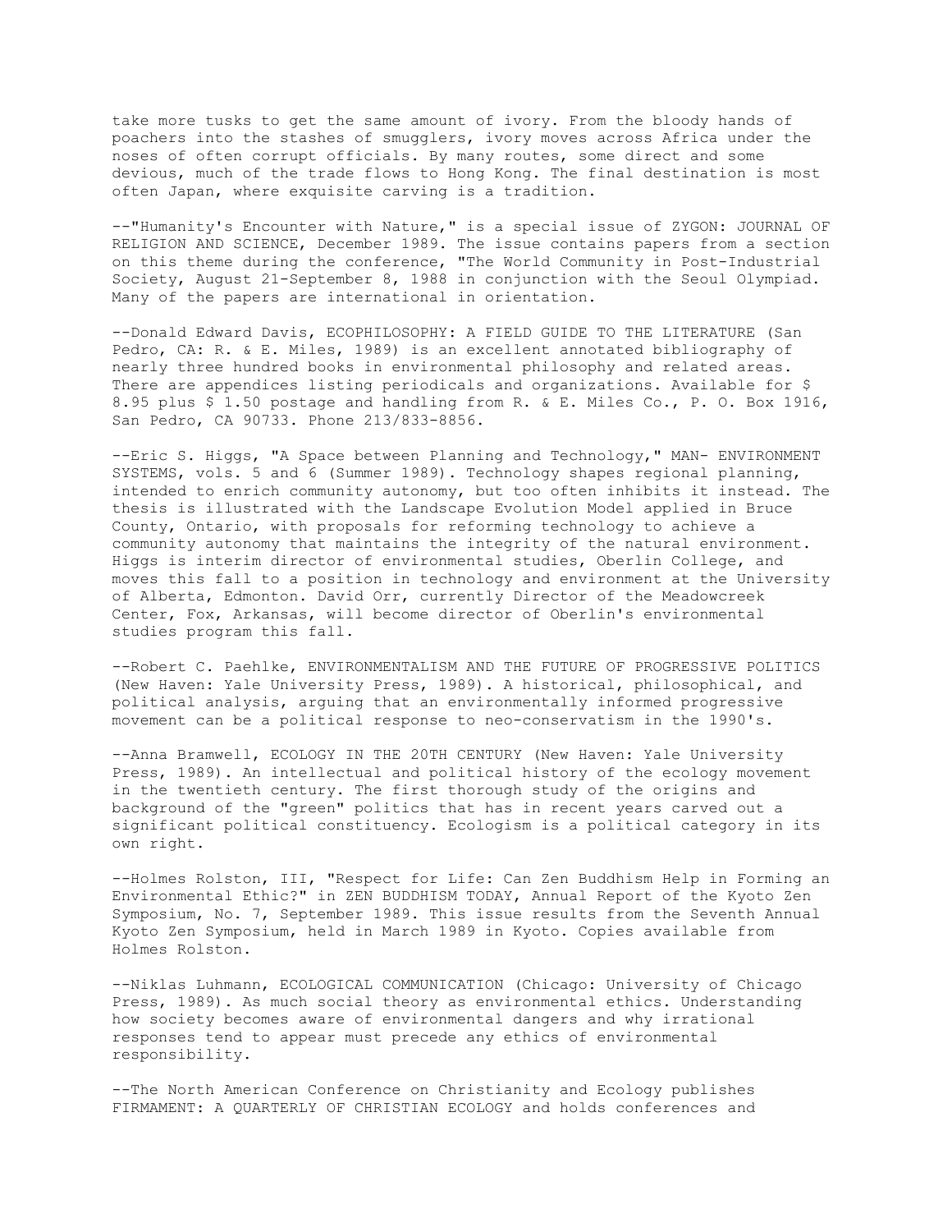take more tusks to get the same amount of ivory. From the bloody hands of poachers into the stashes of smugglers, ivory moves across Africa under the noses of often corrupt officials. By many routes, some direct and some devious, much of the trade flows to Hong Kong. The final destination is most often Japan, where exquisite carving is a tradition.

--"Humanity's Encounter with Nature," is a special issue of ZYGON: JOURNAL OF RELIGION AND SCIENCE, December 1989. The issue contains papers from a section on this theme during the conference, "The World Community in Post-Industrial Society, August 21-September 8, 1988 in conjunction with the Seoul Olympiad. Many of the papers are international in orientation.

--Donald Edward Davis, ECOPHILOSOPHY: A FIELD GUIDE TO THE LITERATURE (San Pedro, CA: R. & E. Miles, 1989) is an excellent annotated bibliography of nearly three hundred books in environmental philosophy and related areas. There are appendices listing periodicals and organizations. Available for $ 8.95 plus $ 1.50 postage and handling from R. & E. Miles Co., P. O. Box 1916, San Pedro, CA 90733. Phone 213/833-8856.

--Eric S. Higgs, "A Space between Planning and Technology," MAN- ENVIRONMENT SYSTEMS, vols. 5 and 6 (Summer 1989). Technology shapes regional planning, intended to enrich community autonomy, but too often inhibits it instead. The thesis is illustrated with the Landscape Evolution Model applied in Bruce County, Ontario, with proposals for reforming technology to achieve a community autonomy that maintains the integrity of the natural environment. Higgs is interim director of environmental studies, Oberlin College, and moves this fall to a position in technology and environment at the University of Alberta, Edmonton. David Orr, currently Director of the Meadowcreek Center, Fox, Arkansas, will become director of Oberlin's environmental studies program this fall.

--Robert C. Paehlke, ENVIRONMENTALISM AND THE FUTURE OF PROGRESSIVE POLITICS (New Haven: Yale University Press, 1989). A historical, philosophical, and political analysis, arguing that an environmentally informed progressive movement can be a political response to neo-conservatism in the 1990's.

--Anna Bramwell, ECOLOGY IN THE 20TH CENTURY (New Haven: Yale University Press, 1989). An intellectual and political history of the ecology movement in the twentieth century. The first thorough study of the origins and background of the "green" politics that has in recent years carved out a significant political constituency. Ecologism is a political category in its own right.

--Holmes Rolston, III, "Respect for Life: Can Zen Buddhism Help in Forming an Environmental Ethic?" in ZEN BUDDHISM TODAY, Annual Report of the Kyoto Zen Symposium, No. 7, September 1989. This issue results from the Seventh Annual Kyoto Zen Symposium, held in March 1989 in Kyoto. Copies available from Holmes Rolston.

--Niklas Luhmann, ECOLOGICAL COMMUNICATION (Chicago: University of Chicago Press, 1989). As much social theory as environmental ethics. Understanding how society becomes aware of environmental dangers and why irrational responses tend to appear must precede any ethics of environmental responsibility.

--The North American Conference on Christianity and Ecology publishes FIRMAMENT: A QUARTERLY OF CHRISTIAN ECOLOGY and holds conferences and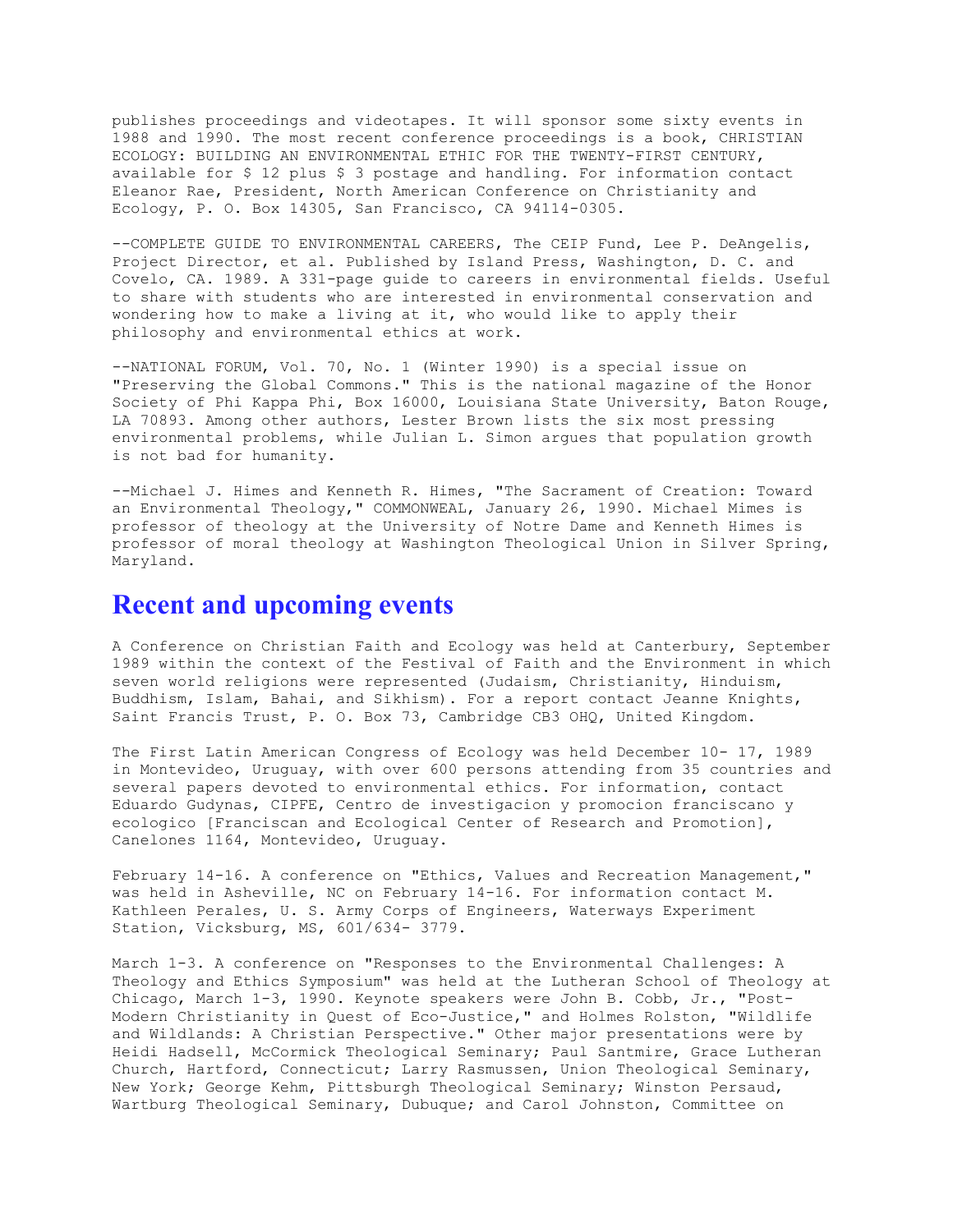publishes proceedings and videotapes. It will sponsor some sixty events in 1988 and 1990. The most recent conference proceedings is a book, CHRISTIAN ECOLOGY: BUILDING AN ENVIRONMENTAL ETHIC FOR THE TWENTY-FIRST CENTURY, available for $ 12 plus $ 3 postage and handling. For information contact Eleanor Rae, President, North American Conference on Christianity and Ecology, P. O. Box 14305, San Francisco, CA 94114-0305.

--COMPLETE GUIDE TO ENVIRONMENTAL CAREERS, The CEIP Fund, Lee P. DeAngelis, Project Director, et al. Published by Island Press, Washington, D. C. and Covelo, CA. 1989. A 331-page guide to careers in environmental fields. Useful to share with students who are interested in environmental conservation and wondering how to make a living at it, who would like to apply their philosophy and environmental ethics at work.

--NATIONAL FORUM, Vol. 70, No. 1 (Winter 1990) is a special issue on "Preserving the Global Commons." This is the national magazine of the Honor Society of Phi Kappa Phi, Box 16000, Louisiana State University, Baton Rouge, LA 70893. Among other authors, Lester Brown lists the six most pressing environmental problems, while Julian L. Simon argues that population growth is not bad for humanity.

--Michael J. Himes and Kenneth R. Himes, "The Sacrament of Creation: Toward an Environmental Theology," COMMONWEAL, January 26, 1990. Michael Mimes is professor of theology at the University of Notre Dame and Kenneth Himes is professor of moral theology at Washington Theological Union in Silver Spring, Maryland.

## Recent and upcoming events

A Conference on Christian Faith and Ecology was held at Canterbury, September 1989 within the context of the Festival of Faith and the Environment in which seven world religions were represented (Judaism, Christianity, Hinduism, Buddhism, Islam, Bahai, and Sikhism). For a report contact Jeanne Knights, Saint Francis Trust, P. O. Box 73, Cambridge CB3 OHQ, United Kingdom.

The First Latin American Congress of Ecology was held December 10- 17, 1989 in Montevideo, Uruguay, with over 600 persons attending from 35 countries and several papers devoted to environmental ethics. For information, contact Eduardo Gudynas, CIPFE, Centro de investigacion y promocion franciscano y ecologico [Franciscan and Ecological Center of Research and Promotion], Canelones 1164, Montevideo, Uruguay.

February 14-16. A conference on "Ethics, Values and Recreation Management," was held in Asheville, NC on February 14-16. For information contact M. Kathleen Perales, U. S. Army Corps of Engineers, Waterways Experiment Station, Vicksburg, MS, 601/634- 3779.

March 1-3. A conference on "Responses to the Environmental Challenges: A Theology and Ethics Symposium" was held at the Lutheran School of Theology at Chicago, March 1-3, 1990. Keynote speakers were John B. Cobb, Jr., "Post-Modern Christianity in Quest of Eco-Justice," and Holmes Rolston, "Wildlife and Wildlands: A Christian Perspective." Other major presentations were by Heidi Hadsell, McCormick Theological Seminary; Paul Santmire, Grace Lutheran Church, Hartford, Connecticut; Larry Rasmussen, Union Theological Seminary, New York; George Kehm, Pittsburgh Theological Seminary; Winston Persaud, Wartburg Theological Seminary, Dubuque; and Carol Johnston, Committee on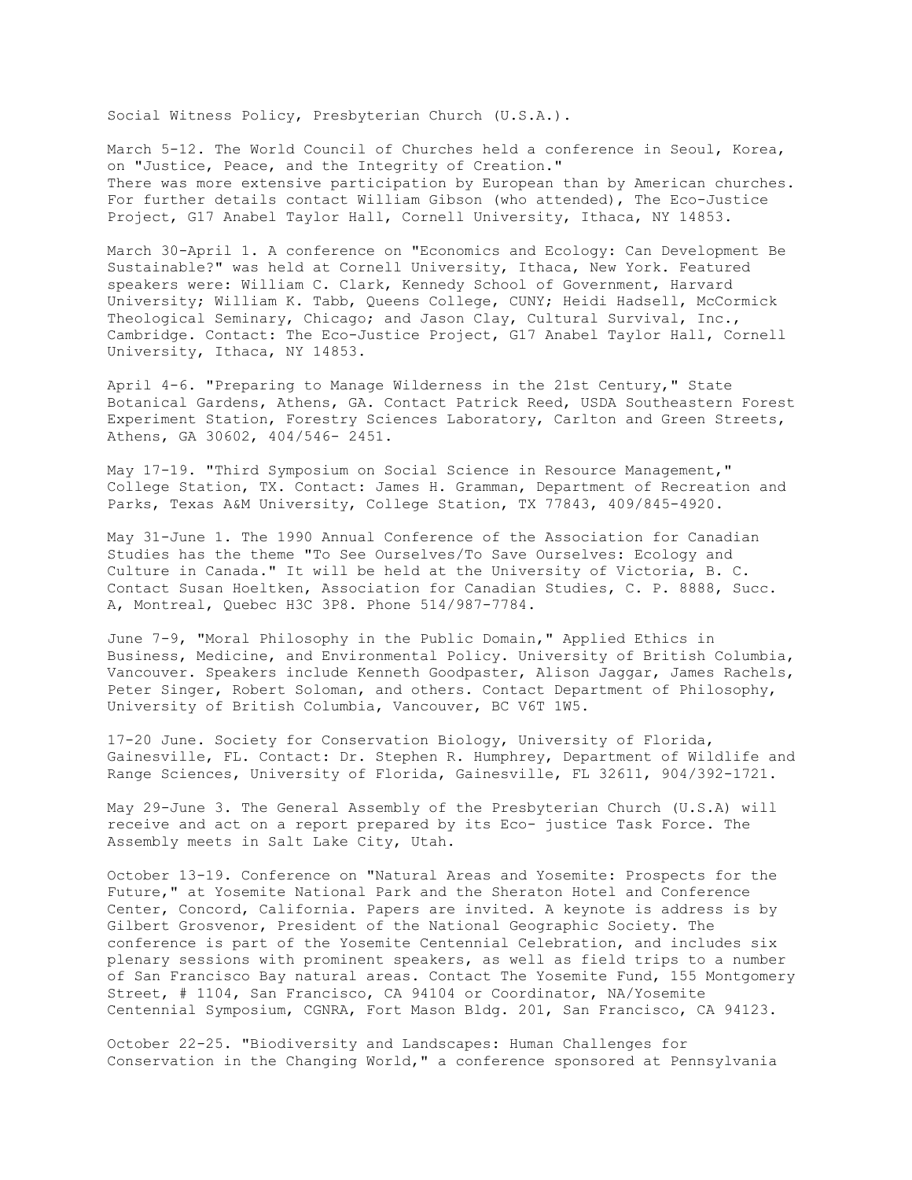Social Witness Policy, Presbyterian Church (U.S.A.).

March 5-12. The World Council of Churches held a conference in Seoul, Korea, on "Justice, Peace, and the Integrity of Creation." There was more extensive participation by European than by American churches. For further details contact William Gibson (who attended), The Eco-Justice Project, G17 Anabel Taylor Hall, Cornell University, Ithaca, NY 14853.

March 30-April 1. A conference on "Economics and Ecology: Can Development Be Sustainable?" was held at Cornell University, Ithaca, New York. Featured speakers were: William C. Clark, Kennedy School of Government, Harvard University; William K. Tabb, Queens College, CUNY; Heidi Hadsell, McCormick Theological Seminary, Chicago; and Jason Clay, Cultural Survival, Inc., Cambridge. Contact: The Eco-Justice Project, G17 Anabel Taylor Hall, Cornell University, Ithaca, NY 14853.

April 4-6. "Preparing to Manage Wilderness in the 21st Century," State Botanical Gardens, Athens, GA. Contact Patrick Reed, USDA Southeastern Forest Experiment Station, Forestry Sciences Laboratory, Carlton and Green Streets, Athens, GA 30602, 404/546- 2451.

May 17-19. "Third Symposium on Social Science in Resource Management," College Station, TX. Contact: James H. Gramman, Department of Recreation and Parks, Texas A&M University, College Station, TX 77843, 409/845-4920.

May 31-June 1. The 1990 Annual Conference of the Association for Canadian Studies has the theme "To See Ourselves/To Save Ourselves: Ecology and Culture in Canada." It will be held at the University of Victoria, B. C. Contact Susan Hoeltken, Association for Canadian Studies, C. P. 8888, Succ. A, Montreal, Quebec H3C 3P8. Phone 514/987-7784.

June 7-9, "Moral Philosophy in the Public Domain," Applied Ethics in Business, Medicine, and Environmental Policy. University of British Columbia, Vancouver. Speakers include Kenneth Goodpaster, Alison Jaggar, James Rachels, Peter Singer, Robert Soloman, and others. Contact Department of Philosophy, University of British Columbia, Vancouver, BC V6T 1W5.

17-20 June. Society for Conservation Biology, University of Florida, Gainesville, FL. Contact: Dr. Stephen R. Humphrey, Department of Wildlife and Range Sciences, University of Florida, Gainesville, FL 32611, 904/392-1721.

May 29-June 3. The General Assembly of the Presbyterian Church (U.S.A) will receive and act on a report prepared by its Eco- justice Task Force. The Assembly meets in Salt Lake City, Utah.

October 13-19. Conference on "Natural Areas and Yosemite: Prospects for the Future," at Yosemite National Park and the Sheraton Hotel and Conference Center, Concord, California. Papers are invited. A keynote is address is by Gilbert Grosvenor, President of the National Geographic Society. The conference is part of the Yosemite Centennial Celebration, and includes six plenary sessions with prominent speakers, as well as field trips to a number of San Francisco Bay natural areas. Contact The Yosemite Fund, 155 Montgomery Street, # 1104, San Francisco, CA 94104 or Coordinator, NA/Yosemite Centennial Symposium, CGNRA, Fort Mason Bldg. 201, San Francisco, CA 94123.

October 22-25. "Biodiversity and Landscapes: Human Challenges for Conservation in the Changing World," a conference sponsored at Pennsylvania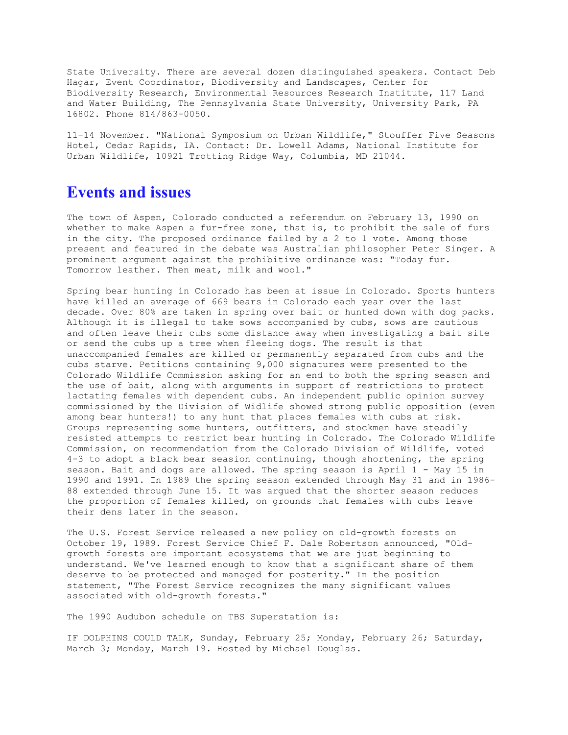State University. There are several dozen distinguished speakers. Contact Deb Hagar, Event Coordinator, Biodiversity and Landscapes, Center for Biodiversity Research, Environmental Resources Research Institute, 117 Land and Water Building, The Pennsylvania State University, University Park, PA 16802. Phone 814/863-0050.

11-14 November. "National Symposium on Urban Wildlife," Stouffer Five Seasons Hotel, Cedar Rapids, IA. Contact: Dr. Lowell Adams, National Institute for Urban Wildlife, 10921 Trotting Ridge Way, Columbia, MD 21044.

## Events and issues

The town of Aspen, Colorado conducted a referendum on February 13, 1990 on whether to make Aspen a fur-free zone, that is, to prohibit the sale of furs in the city. The proposed ordinance failed by a 2 to 1 vote. Among those present and featured in the debate was Australian philosopher Peter Singer. A prominent argument against the prohibitive ordinance was: "Today fur. Tomorrow leather. Then meat, milk and wool."

Spring bear hunting in Colorado has been at issue in Colorado. Sports hunters have killed an average of 669 bears in Colorado each year over the last decade. Over 80% are taken in spring over bait or hunted down with dog packs. Although it is illegal to take sows accompanied by cubs, sows are cautious and often leave their cubs some distance away when investigating a bait site or send the cubs up a tree when fleeing dogs. The result is that unaccompanied females are killed or permanently separated from cubs and the cubs starve. Petitions containing 9,000 signatures were presented to the Colorado Wildlife Commission asking for an end to both the spring season and the use of bait, along with arguments in support of restrictions to protect lactating females with dependent cubs. An independent public opinion survey commissioned by the Division of Widlife showed strong public opposition (even among bear hunters!) to any hunt that places females with cubs at risk. Groups representing some hunters, outfitters, and stockmen have steadily resisted attempts to restrict bear hunting in Colorado. The Colorado Wildlife Commission, on recommendation from the Colorado Division of Wildlife, voted 4-3 to adopt a black bear season continuing, though shortening, the spring season. Bait and dogs are allowed. The spring season is April 1 - May 15 in 1990 and 1991. In 1989 the spring season extended through May 31 and in 1986-88 extended through June 15. It was argued that the shorter season reduces the proportion of females killed, on grounds that females with cubs leave their dens later in the season.

The U.S. Forest Service released a new policy on old-growth forests on October 19, 1989. Forest Service Chief F. Dale Robertson announced, "Old-growth forests are important ecosystems that we are just beginning to understand. We've learned enough to know that a significant share of them deserve to be protected and managed for posterity." In the position statement, "The Forest Service recognizes the many significant values associated with old-growth forests."

The 1990 Audubon schedule on TBS Superstation is:

IF DOLPHINS COULD TALK, Sunday, February 25; Monday, February 26; Saturday, March 3; Monday, March 19. Hosted by Michael Douglas.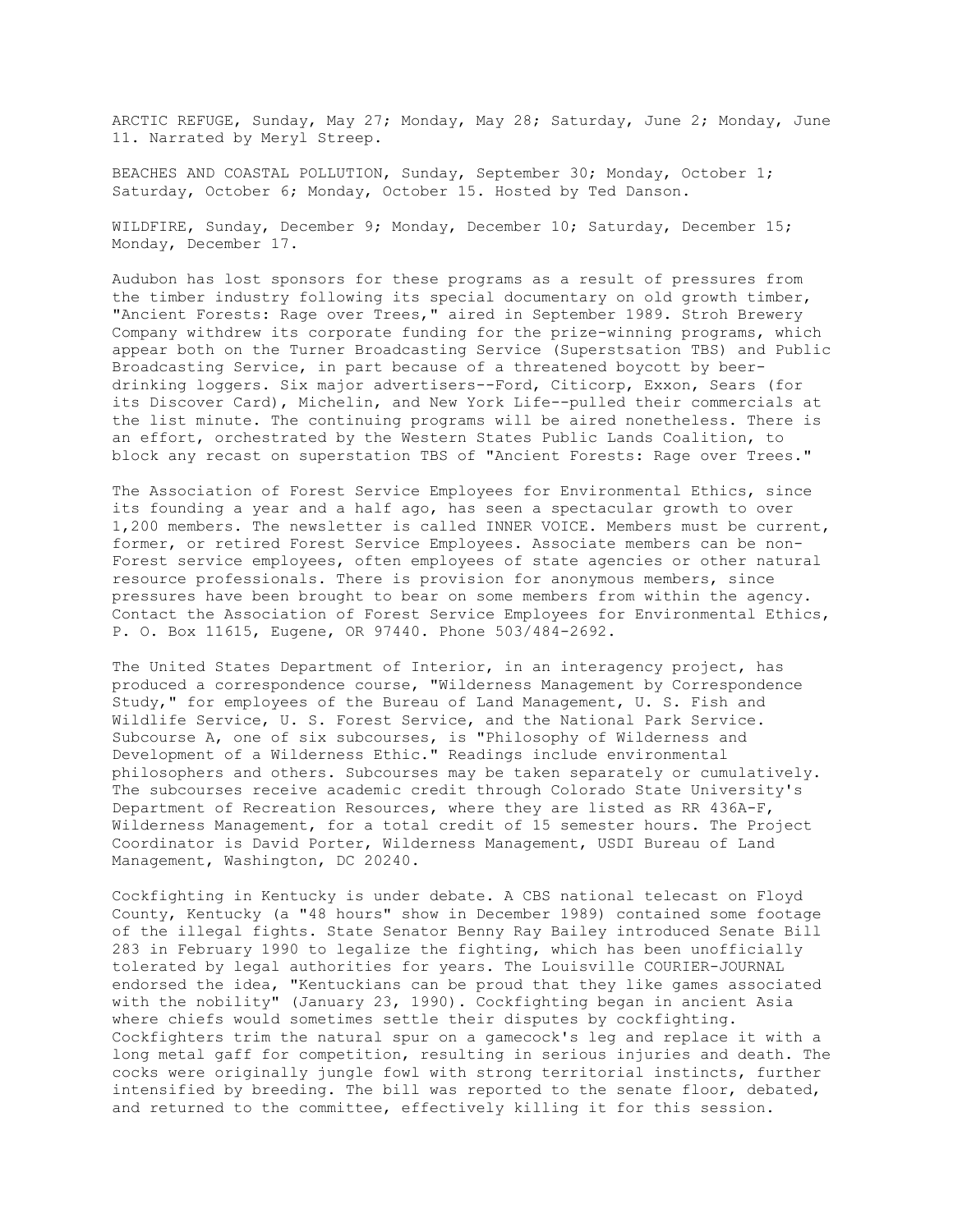ARCTIC REFUGE, Sunday, May 27; Monday, May 28; Saturday, June 2; Monday, June 11. Narrated by Meryl Streep.

BEACHES AND COASTAL POLLUTION, Sunday, September 30; Monday, October 1; Saturday, October 6; Monday, October 15. Hosted by Ted Danson.

WILDFIRE, Sunday, December 9; Monday, December 10; Saturday, December 15; Monday, December 17.

Audubon has lost sponsors for these programs as a result of pressures from the timber industry following its special documentary on old growth timber, "Ancient Forests: Rage over Trees," aired in September 1989. Stroh Brewery Company withdrew its corporate funding for the prize-winning programs, which appear both on the Turner Broadcasting Service (Superstsation TBS) and Public Broadcasting Service, in part because of a threatened boycott by beer-drinking loggers. Six major advertisers--Ford, Citicorp, Exxon, Sears (for its Discover Card), Michelin, and New York Life--pulled their commercials at the list minute. The continuing programs will be aired nonetheless. There is an effort, orchestrated by the Western States Public Lands Coalition, to block any recast on superstation TBS of "Ancient Forests: Rage over Trees."

The Association of Forest Service Employees for Environmental Ethics, since its founding a year and a half ago, has seen a spectacular growth to over 1,200 members. The newsletter is called INNER VOICE. Members must be current, former, or retired Forest Service Employees. Associate members can be non-Forest service employees, often employees of state agencies or other natural resource professionals. There is provision for anonymous members, since pressures have been brought to bear on some members from within the agency. Contact the Association of Forest Service Employees for Environmental Ethics, P. O. Box 11615, Eugene, OR 97440. Phone 503/484-2692.

The United States Department of Interior, in an interagency project, has produced a correspondence course, "Wilderness Management by Correspondence Study," for employees of the Bureau of Land Management, U. S. Fish and Wildlife Service, U. S. Forest Service, and the National Park Service. Subcourse A, one of six subcourses, is "Philosophy of Wilderness and Development of a Wilderness Ethic." Readings include environmental philosophers and others. Subcourses may be taken separately or cumulatively. The subcourses receive academic credit through Colorado State University's Department of Recreation Resources, where they are listed as RR 436A-F, Wilderness Management, for a total credit of 15 semester hours. The Project Coordinator is David Porter, Wilderness Management, USDI Bureau of Land Management, Washington, DC 20240.

Cockfighting in Kentucky is under debate. A CBS national telecast on Floyd County, Kentucky (a "48 hours" show in December 1989) contained some footage of the illegal fights. State Senator Benny Ray Bailey introduced Senate Bill 283 in February 1990 to legalize the fighting, which has been unofficially tolerated by legal authorities for years. The Louisville COURIER-JOURNAL endorsed the idea, "Kentuckians can be proud that they like games associated with the nobility" (January 23, 1990). Cockfighting began in ancient Asia where chiefs would sometimes settle their disputes by cockfighting. Cockfighters trim the natural spur on a gamecock's leg and replace it with a long metal gaff for competition, resulting in serious injuries and death. The cocks were originally jungle fowl with strong territorial instincts, further intensified by breeding. The bill was reported to the senate floor, debated, and returned to the committee, effectively killing it for this session.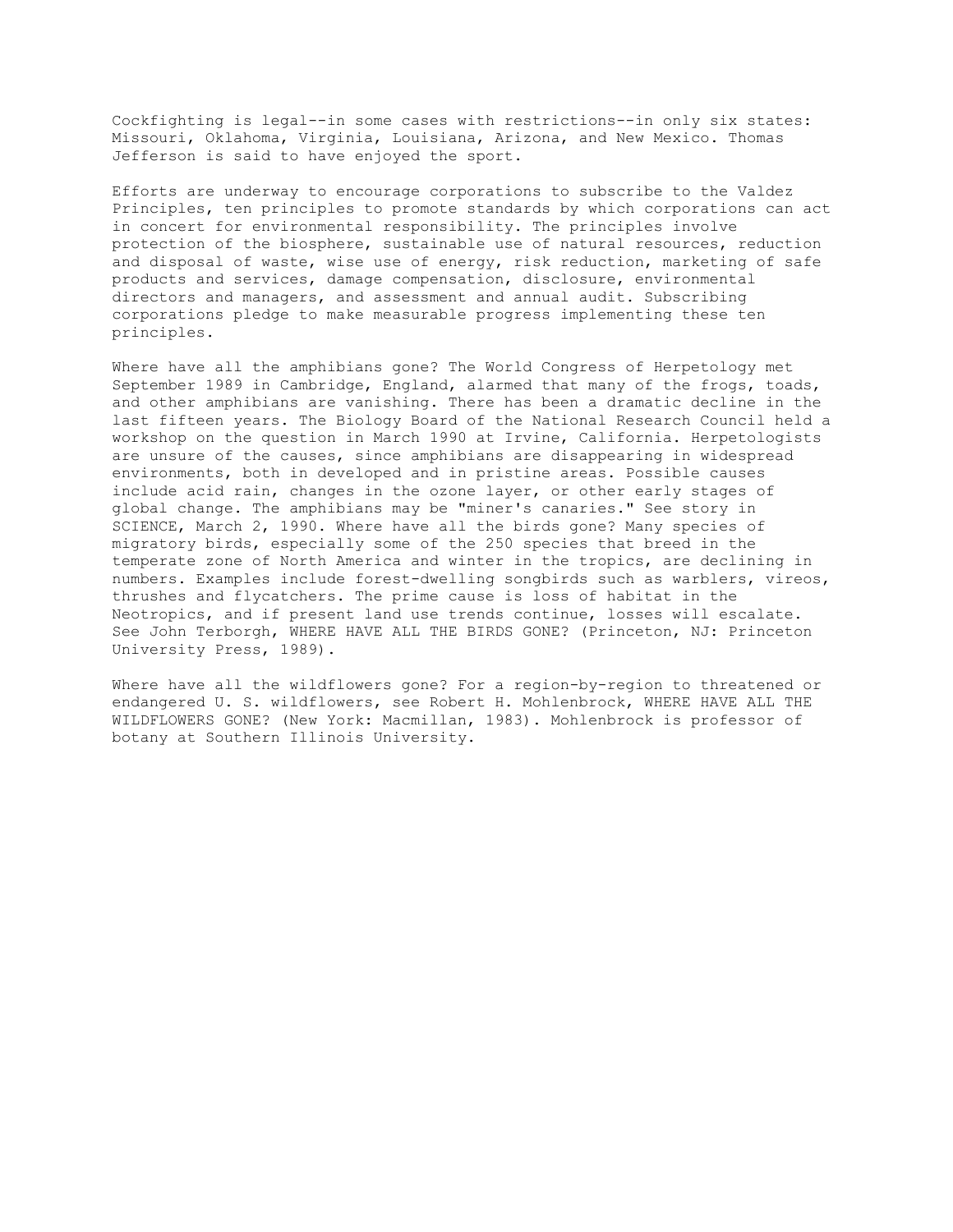Cockfighting is legal--in some cases with restrictions--in only six states: Missouri, Oklahoma, Virginia, Louisiana, Arizona, and New Mexico. Thomas Jefferson is said to have enjoyed the sport.

Efforts are underway to encourage corporations to subscribe to the Valdez Principles, ten principles to promote standards by which corporations can act in concert for environmental responsibility. The principles involve protection of the biosphere, sustainable use of natural resources, reduction and disposal of waste, wise use of energy, risk reduction, marketing of safe products and services, damage compensation, disclosure, environmental directors and managers, and assessment and annual audit. Subscribing corporations pledge to make measurable progress implementing these ten principles.

Where have all the amphibians gone? The World Congress of Herpetology met September 1989 in Cambridge, England, alarmed that many of the frogs, toads, and other amphibians are vanishing. There has been a dramatic decline in the last fifteen years. The Biology Board of the National Research Council held a workshop on the question in March 1990 at Irvine, California. Herpetologists are unsure of the causes, since amphibians are disappearing in widespread environments, both in developed and in pristine areas. Possible causes include acid rain, changes in the ozone layer, or other early stages of global change. The amphibians may be "miner's canaries." See story in SCIENCE, March 2, 1990. Where have all the birds gone? Many species of migratory birds, especially some of the 250 species that breed in the temperate zone of North America and winter in the tropics, are declining in numbers. Examples include forest-dwelling songbirds such as warblers, vireos, thrushes and flycatchers. The prime cause is loss of habitat in the Neotropics, and if present land use trends continue, losses will escalate. See John Terborgh, WHERE HAVE ALL THE BIRDS GONE? (Princeton, NJ: Princeton University Press, 1989).

Where have all the wildflowers gone? For a region-by-region to threatened or endangered U. S. wildflowers, see Robert H. Mohlenbrock, WHERE HAVE ALL THE WILDFLOWERS GONE? (New York: Macmillan, 1983). Mohlenbrock is professor of botany at Southern Illinois University.